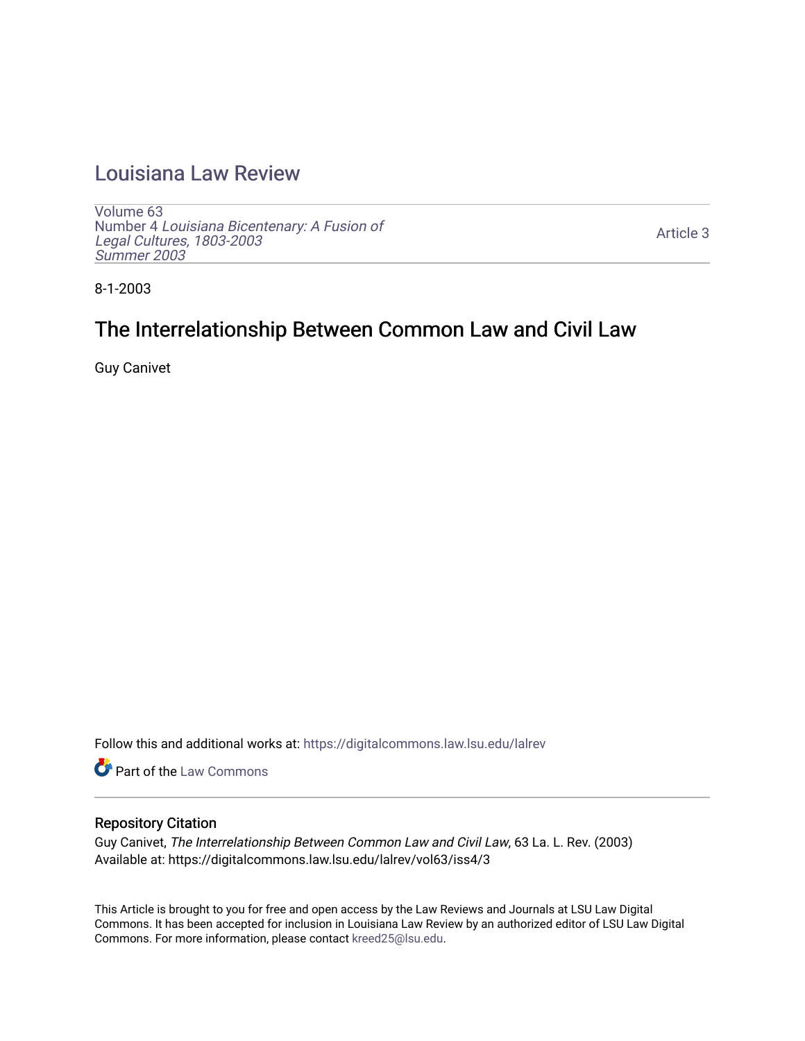# Louisiana Law Review

Volume 63
Number 4 *Louisiana Bicentenary: A Fusion of Legal Cultures, 1803-2003*
*Summer 2003*

Article 3

8-1-2003

## The Interrelationship Between Common Law and Civil Law

Guy Canivet

Follow this and additional works at: https://digitalcommons.law.lsu.edu/lalrev

Part of the Law Commons

### Repository Citation

Guy Canivet, *The Interrelationship Between Common Law and Civil Law*, 63 La. L. Rev. (2003)
Available at: https://digitalcommons.law.lsu.edu/lalrev/vol63/iss4/3

This Article is brought to you for free and open access by the Law Reviews and Journals at LSU Law Digital Commons. It has been accepted for inclusion in Louisiana Law Review by an authorized editor of LSU Law Digital Commons. For more information, please contact kreed25@lsu.edu.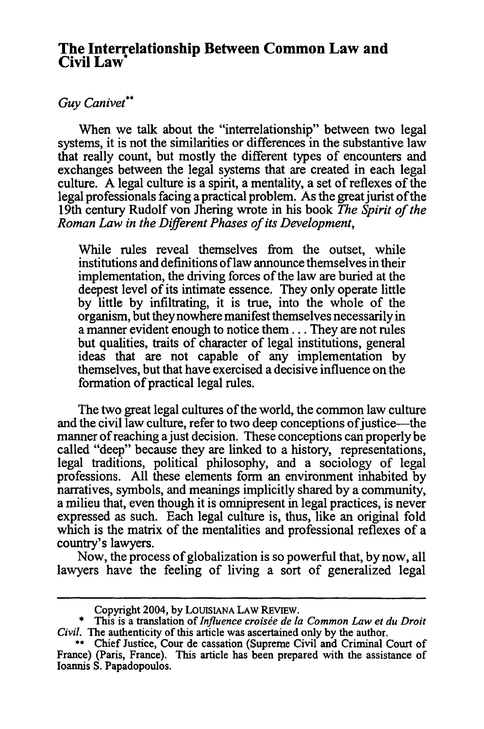# The Interrelationship Between Common Law and Civil Law*

*Guy Canivet***

When we talk about the "interrelationship" between two legal systems, it is not the similarities or differences in the substantive law that really count, but mostly the different types of encounters and exchanges between the legal systems that are created in each legal culture. A legal culture is a spirit, a mentality, a set of reflexes of the legal professionals facing a practical problem. As the great jurist of the 19th century Rudolf von Jhering wrote in his book *The Spirit of the Roman Law in the Different Phases of its Development*,

> While rules reveal themselves from the outset, while institutions and definitions of law announce themselves in their implementation, the driving forces of the law are buried at the deepest level of its intimate essence. They only operate little by little by infiltrating, it is true, into the whole of the organism, but they nowhere manifest themselves necessarily in a manner evident enough to notice them . . . They are not rules but qualities, traits of character of legal institutions, general ideas that are not capable of any implementation by themselves, but that have exercised a decisive influence on the formation of practical legal rules.

The two great legal cultures of the world, the common law culture and the civil law culture, refer to two deep conceptions of justice—the manner of reaching a just decision. These conceptions can properly be called "deep" because they are linked to a history, representations, legal traditions, political philosophy, and a sociology of legal professions. All these elements form an environment inhabited by narratives, symbols, and meanings implicitly shared by a community, a milieu that, even though it is omnipresent in legal practices, is never expressed as such. Each legal culture is, thus, like an original fold which is the matrix of the mentalities and professional reflexes of a country's lawyers.

Now, the process of globalization is so powerful that, by now, all lawyers have the feeling of living a sort of generalized legal

---

Copyright 2004, by LOUISIANA LAW REVIEW.

\* This is a translation of *Influence croisée de la Common Law et du Droit Civil*. The authenticity of this article was ascertained only by the author.

\*\* Chief Justice, Cour de cassation (Supreme Civil and Criminal Court of France) (Paris, France). This article has been prepared with the assistance of Ioannis S. Papadopoulos.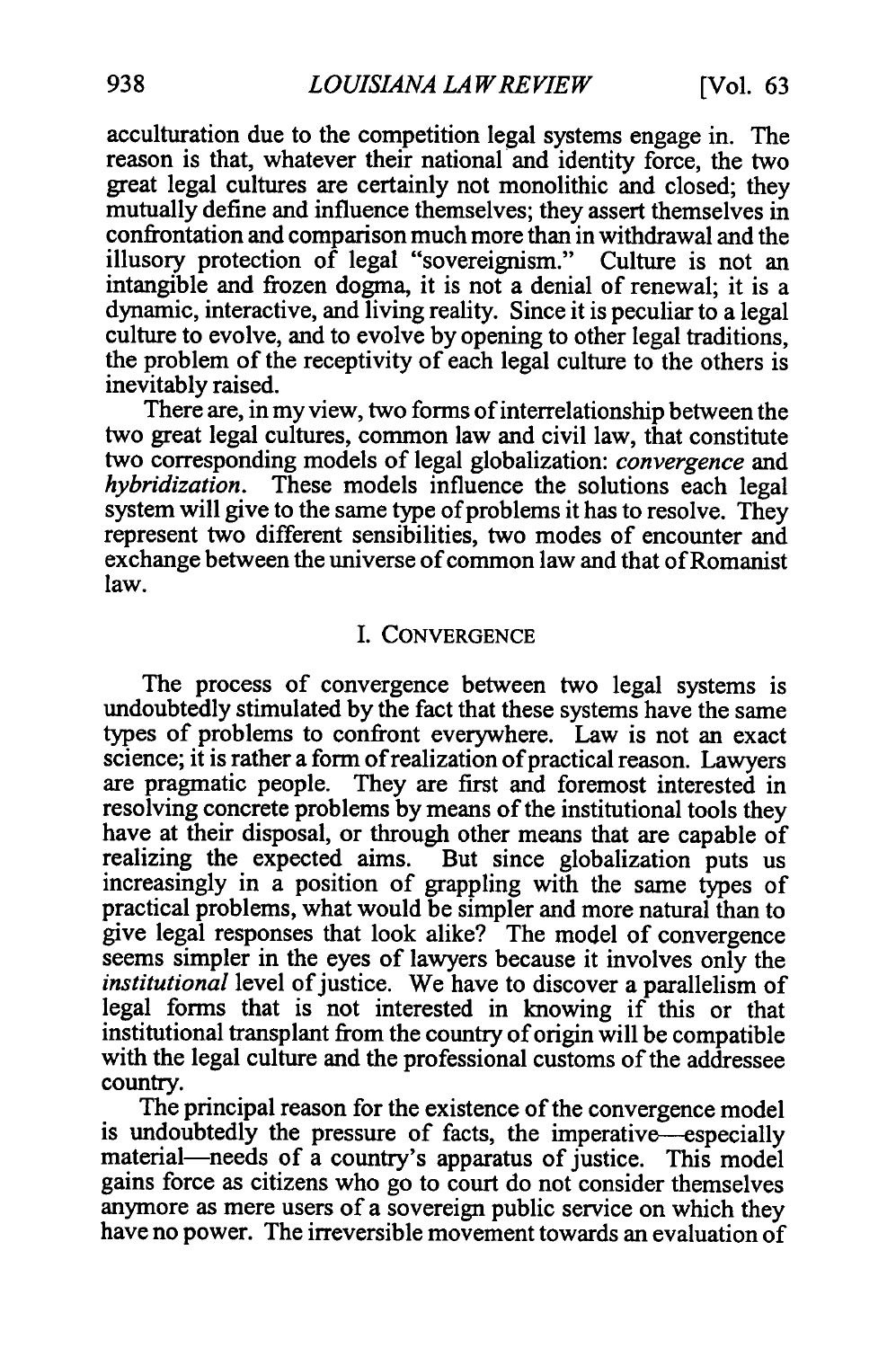acculturation due to the competition legal systems engage in. The reason is that, whatever their national and identity force, the two great legal cultures are certainly not monolithic and closed; they mutually define and influence themselves; they assert themselves in confrontation and comparison much more than in withdrawal and the illusory protection of legal "sovereignism." Culture is not an intangible and frozen dogma, it is not a denial of renewal; it is a dynamic, interactive, and living reality. Since it is peculiar to a legal culture to evolve, and to evolve by opening to other legal traditions, the problem of the receptivity of each legal culture to the others is inevitably raised.

There are, in my view, two forms of interrelationship between the two great legal cultures, common law and civil law, that constitute two corresponding models of legal globalization: *convergence* and *hybridization*. These models influence the solutions each legal system will give to the same type of problems it has to resolve. They represent two different sensibilities, two modes of encounter and exchange between the universe of common law and that of Romanist law.

## I. CONVERGENCE

The process of convergence between two legal systems is undoubtedly stimulated by the fact that these systems have the same types of problems to confront everywhere. Law is not an exact science; it is rather a form of realization of practical reason. Lawyers are pragmatic people. They are first and foremost interested in resolving concrete problems by means of the institutional tools they have at their disposal, or through other means that are capable of realizing the expected aims. But since globalization puts us increasingly in a position of grappling with the same types of practical problems, what would be simpler and more natural than to give legal responses that look alike? The model of convergence seems simpler in the eyes of lawyers because it involves only the *institutional* level of justice. We have to discover a parallelism of legal forms that is not interested in knowing if this or that institutional transplant from the country of origin will be compatible with the legal culture and the professional customs of the addressee country.

The principal reason for the existence of the convergence model is undoubtedly the pressure of facts, the imperative—especially material—needs of a country's apparatus of justice. This model gains force as citizens who go to court do not consider themselves anymore as mere users of a sovereign public service on which they have no power. The irreversible movement towards an evaluation of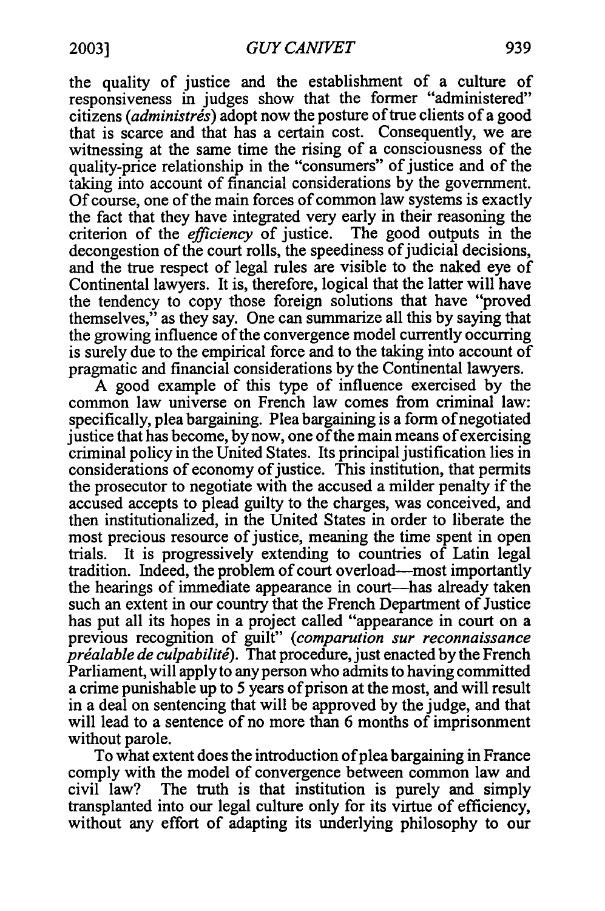the quality of justice and the establishment of a culture of responsiveness in judges show that the former "administered" citizens (*administrés*) adopt now the posture of true clients of a good that is scarce and that has a certain cost. Consequently, we are witnessing at the same time the rising of a consciousness of the quality-price relationship in the "consumers" of justice and of the taking into account of financial considerations by the government. Of course, one of the main forces of common law systems is exactly the fact that they have integrated very early in their reasoning the criterion of the *efficiency* of justice. The good outputs in the decongestion of the court rolls, the speediness of judicial decisions, and the true respect of legal rules are visible to the naked eye of Continental lawyers. It is, therefore, logical that the latter will have the tendency to copy those foreign solutions that have "proved themselves," as they say. One can summarize all this by saying that the growing influence of the convergence model currently occurring is surely due to the empirical force and to the taking into account of pragmatic and financial considerations by the Continental lawyers.

A good example of this type of influence exercised by the common law universe on French law comes from criminal law: specifically, plea bargaining. Plea bargaining is a form of negotiated justice that has become, by now, one of the main means of exercising criminal policy in the United States. Its principal justification lies in considerations of economy of justice. This institution, that permits the prosecutor to negotiate with the accused a milder penalty if the accused accepts to plead guilty to the charges, was conceived, and then institutionalized, in the United States in order to liberate the most precious resource of justice, meaning the time spent in open trials. It is progressively extending to countries of Latin legal tradition. Indeed, the problem of court overload—most importantly the hearings of immediate appearance in court—has already taken such an extent in our country that the French Department of Justice has put all its hopes in a project called "appearance in court on a previous recognition of guilt" (*comparution sur reconnaissance préalable de culpabilité*). That procedure, just enacted by the French Parliament, will apply to any person who admits to having committed a crime punishable up to 5 years of prison at the most, and will result in a deal on sentencing that will be approved by the judge, and that will lead to a sentence of no more than 6 months of imprisonment without parole.

To what extent does the introduction of plea bargaining in France comply with the model of convergence between common law and civil law? The truth is that institution is purely and simply transplanted into our legal culture only for its virtue of efficiency, without any effort of adapting its underlying philosophy to our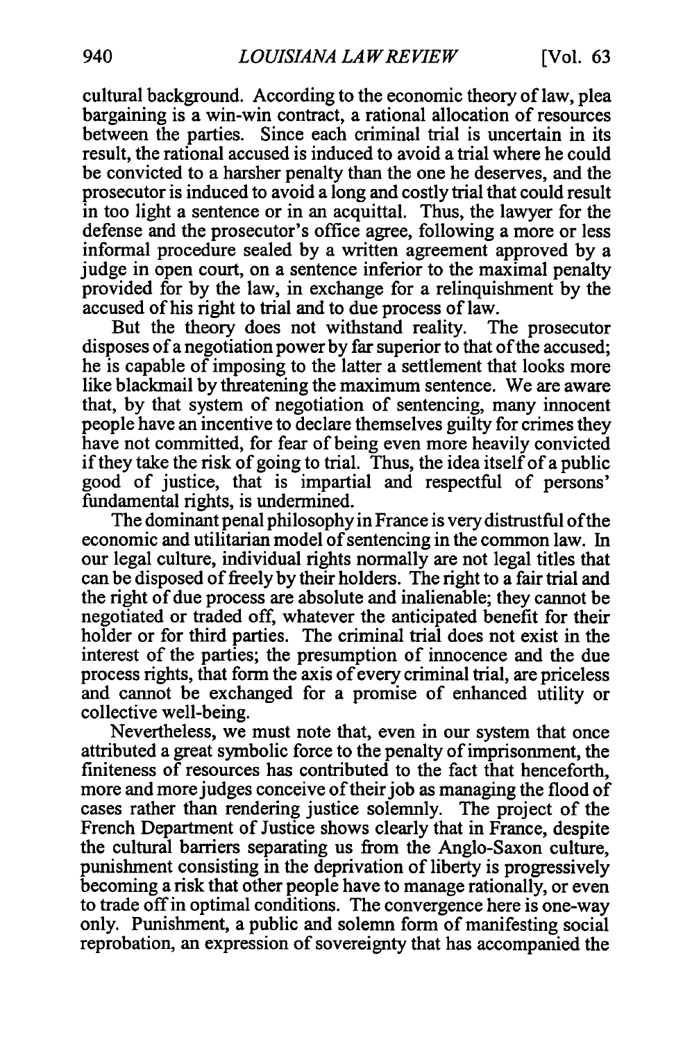cultural background. According to the economic theory of law, plea bargaining is a win-win contract, a rational allocation of resources between the parties. Since each criminal trial is uncertain in its result, the rational accused is induced to avoid a trial where he could be convicted to a harsher penalty than the one he deserves, and the prosecutor is induced to avoid a long and costly trial that could result in too light a sentence or in an acquittal. Thus, the lawyer for the defense and the prosecutor's office agree, following a more or less informal procedure sealed by a written agreement approved by a judge in open court, on a sentence inferior to the maximal penalty provided for by the law, in exchange for a relinquishment by the accused of his right to trial and to due process of law.

But the theory does not withstand reality. The prosecutor disposes of a negotiation power by far superior to that of the accused; he is capable of imposing to the latter a settlement that looks more like blackmail by threatening the maximum sentence. We are aware that, by that system of negotiation of sentencing, many innocent people have an incentive to declare themselves guilty for crimes they have not committed, for fear of being even more heavily convicted if they take the risk of going to trial. Thus, the idea itself of a public good of justice, that is impartial and respectful of persons' fundamental rights, is undermined.

The dominant penal philosophy in France is very distrustful of the economic and utilitarian model of sentencing in the common law. In our legal culture, individual rights normally are not legal titles that can be disposed of freely by their holders. The right to a fair trial and the right of due process are absolute and inalienable; they cannot be negotiated or traded off, whatever the anticipated benefit for their holder or for third parties. The criminal trial does not exist in the interest of the parties; the presumption of innocence and the due process rights, that form the axis of every criminal trial, are priceless and cannot be exchanged for a promise of enhanced utility or collective well-being.

Nevertheless, we must note that, even in our system that once attributed a great symbolic force to the penalty of imprisonment, the finiteness of resources has contributed to the fact that henceforth, more and more judges conceive of their job as managing the flood of cases rather than rendering justice solemnly. The project of the French Department of Justice shows clearly that in France, despite the cultural barriers separating us from the Anglo-Saxon culture, punishment consisting in the deprivation of liberty is progressively becoming a risk that other people have to manage rationally, or even to trade off in optimal conditions. The convergence here is one-way only. Punishment, a public and solemn form of manifesting social reprobation, an expression of sovereignty that has accompanied the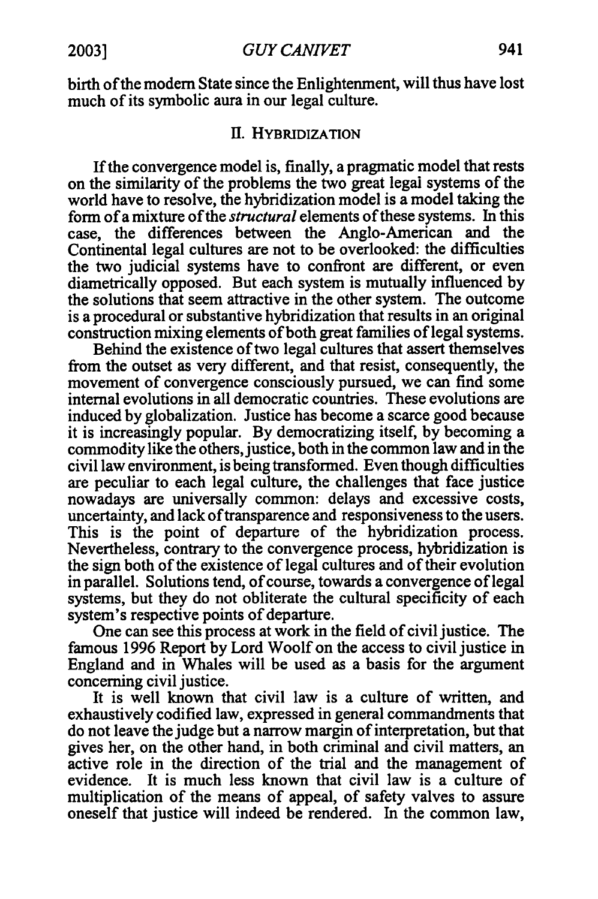birth of the modern State since the Enlightenment, will thus have lost much of its symbolic aura in our legal culture.

## II. HYBRIDIZATION

If the convergence model is, finally, a pragmatic model that rests on the similarity of the problems the two great legal systems of the world have to resolve, the hybridization model is a model taking the form of a mixture of the *structural* elements of these systems. In this case, the differences between the Anglo-American and the Continental legal cultures are not to be overlooked: the difficulties the two judicial systems have to confront are different, or even diametrically opposed. But each system is mutually influenced by the solutions that seem attractive in the other system. The outcome is a procedural or substantive hybridization that results in an original construction mixing elements of both great families of legal systems.

Behind the existence of two legal cultures that assert themselves from the outset as very different, and that resist, consequently, the movement of convergence consciously pursued, we can find some internal evolutions in all democratic countries. These evolutions are induced by globalization. Justice has become a scarce good because it is increasingly popular. By democratizing itself, by becoming a commodity like the others, justice, both in the common law and in the civil law environment, is being transformed. Even though difficulties are peculiar to each legal culture, the challenges that face justice nowadays are universally common: delays and excessive costs, uncertainty, and lack of transparence and responsiveness to the users. This is the point of departure of the hybridization process. Nevertheless, contrary to the convergence process, hybridization is the sign both of the existence of legal cultures and of their evolution in parallel. Solutions tend, of course, towards a convergence of legal systems, but they do not obliterate the cultural specificity of each system's respective points of departure.

One can see this process at work in the field of civil justice. The famous 1996 Report by Lord Woolf on the access to civil justice in England and in Whales will be used as a basis for the argument concerning civil justice.

It is well known that civil law is a culture of written, and exhaustively codified law, expressed in general commandments that do not leave the judge but a narrow margin of interpretation, but that gives her, on the other hand, in both criminal and civil matters, an active role in the direction of the trial and the management of evidence. It is much less known that civil law is a culture of multiplication of the means of appeal, of safety valves to assure oneself that justice will indeed be rendered. In the common law,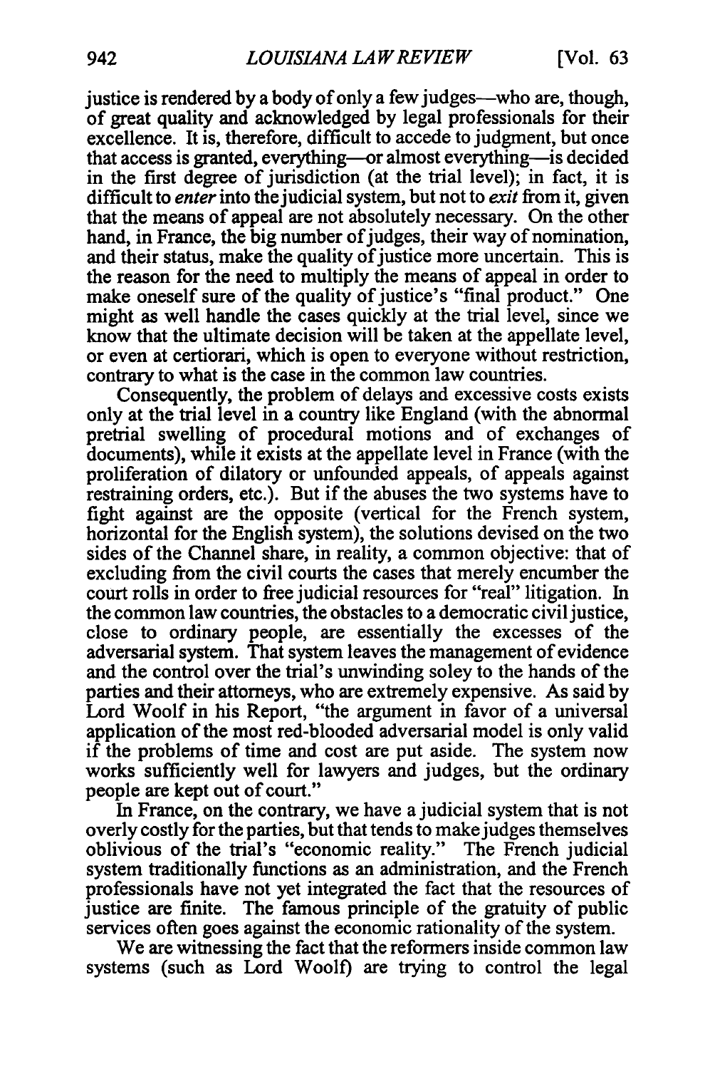justice is rendered by a body of only a few judges—who are, though, of great quality and acknowledged by legal professionals for their excellence. It is, therefore, difficult to accede to judgment, but once that access is granted, everything—or almost everything—is decided in the first degree of jurisdiction (at the trial level); in fact, it is difficult to *enter* into the judicial system, but not to *exit* from it, given that the means of appeal are not absolutely necessary. On the other hand, in France, the big number of judges, their way of nomination, and their status, make the quality of justice more uncertain. This is the reason for the need to multiply the means of appeal in order to make oneself sure of the quality of justice's "final product." One might as well handle the cases quickly at the trial level, since we know that the ultimate decision will be taken at the appellate level, or even at certiorari, which is open to everyone without restriction, contrary to what is the case in the common law countries.

Consequently, the problem of delays and excessive costs exists only at the trial level in a country like England (with the abnormal pretrial swelling of procedural motions and of exchanges of documents), while it exists at the appellate level in France (with the proliferation of dilatory or unfounded appeals, of appeals against restraining orders, etc.). But if the abuses the two systems have to fight against are the opposite (vertical for the French system, horizontal for the English system), the solutions devised on the two sides of the Channel share, in reality, a common objective: that of excluding from the civil courts the cases that merely encumber the court rolls in order to free judicial resources for "real" litigation. In the common law countries, the obstacles to a democratic civil justice, close to ordinary people, are essentially the excesses of the adversarial system. That system leaves the management of evidence and the control over the trial's unwinding soley to the hands of the parties and their attorneys, who are extremely expensive. As said by Lord Woolf in his Report, "the argument in favor of a universal application of the most red-blooded adversarial model is only valid if the problems of time and cost are put aside. The system now works sufficiently well for lawyers and judges, but the ordinary people are kept out of court."

In France, on the contrary, we have a judicial system that is not overly costly for the parties, but that tends to make judges themselves oblivious of the trial's "economic reality." The French judicial system traditionally functions as an administration, and the French professionals have not yet integrated the fact that the resources of justice are finite. The famous principle of the gratuity of public services often goes against the economic rationality of the system.

We are witnessing the fact that the reformers inside common law systems (such as Lord Woolf) are trying to control the legal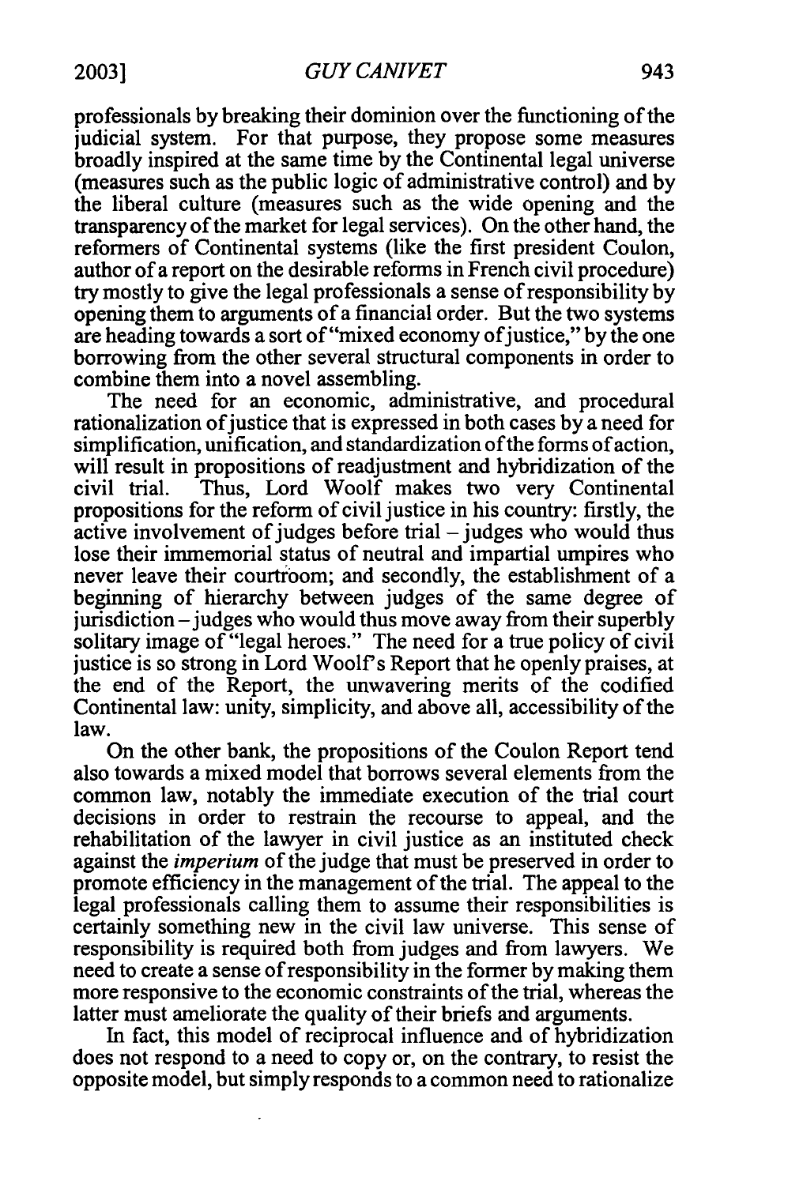professionals by breaking their dominion over the functioning of the judicial system. For that purpose, they propose some measures broadly inspired at the same time by the Continental legal universe (measures such as the public logic of administrative control) and by the liberal culture (measures such as the wide opening and the transparency of the market for legal services). On the other hand, the reformers of Continental systems (like the first president Coulon, author of a report on the desirable reforms in French civil procedure) try mostly to give the legal professionals a sense of responsibility by opening them to arguments of a financial order. But the two systems are heading towards a sort of "mixed economy of justice," by the one borrowing from the other several structural components in order to combine them into a novel assembling.

The need for an economic, administrative, and procedural rationalization of justice that is expressed in both cases by a need for simplification, unification, and standardization of the forms of action, will result in propositions of readjustment and hybridization of the civil trial. Thus, Lord Woolf makes two very Continental propositions for the reform of civil justice in his country: firstly, the active involvement of judges before trial – judges who would thus lose their immemorial status of neutral and impartial umpires who never leave their courtroom; and secondly, the establishment of a beginning of hierarchy between judges of the same degree of jurisdiction – judges who would thus move away from their superbly solitary image of "legal heroes." The need for a true policy of civil justice is so strong in Lord Woolf's Report that he openly praises, at the end of the Report, the unwavering merits of the codified Continental law: unity, simplicity, and above all, accessibility of the law.

On the other bank, the propositions of the Coulon Report tend also towards a mixed model that borrows several elements from the common law, notably the immediate execution of the trial court decisions in order to restrain the recourse to appeal, and the rehabilitation of the lawyer in civil justice as an instituted check against the *imperium* of the judge that must be preserved in order to promote efficiency in the management of the trial. The appeal to the legal professionals calling them to assume their responsibilities is certainly something new in the civil law universe. This sense of responsibility is required both from judges and from lawyers. We need to create a sense of responsibility in the former by making them more responsive to the economic constraints of the trial, whereas the latter must ameliorate the quality of their briefs and arguments.

In fact, this model of reciprocal influence and of hybridization does not respond to a need to copy or, on the contrary, to resist the opposite model, but simply responds to a common need to rationalize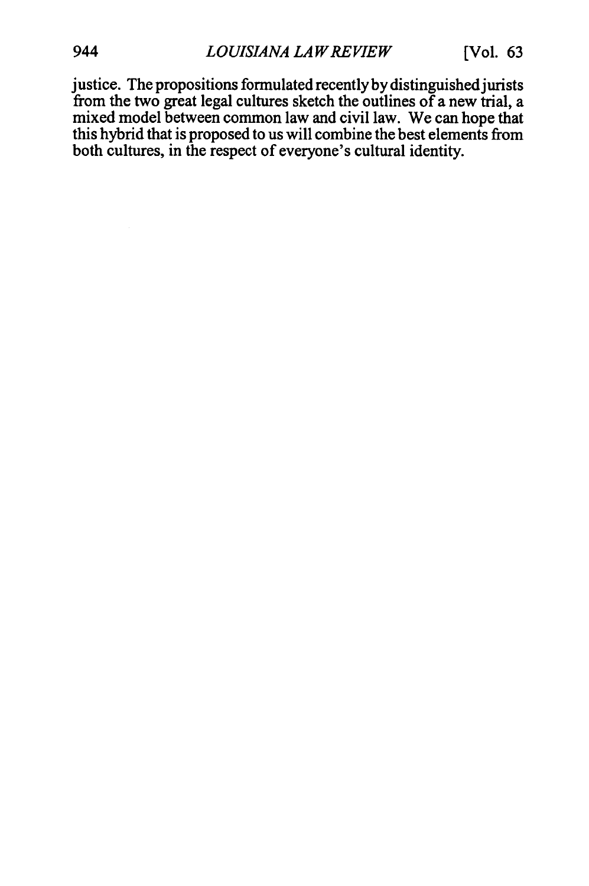justice. The propositions formulated recently by distinguished jurists from the two great legal cultures sketch the outlines of a new trial, a mixed model between common law and civil law. We can hope that this hybrid that is proposed to us will combine the best elements from both cultures, in the respect of everyone's cultural identity.